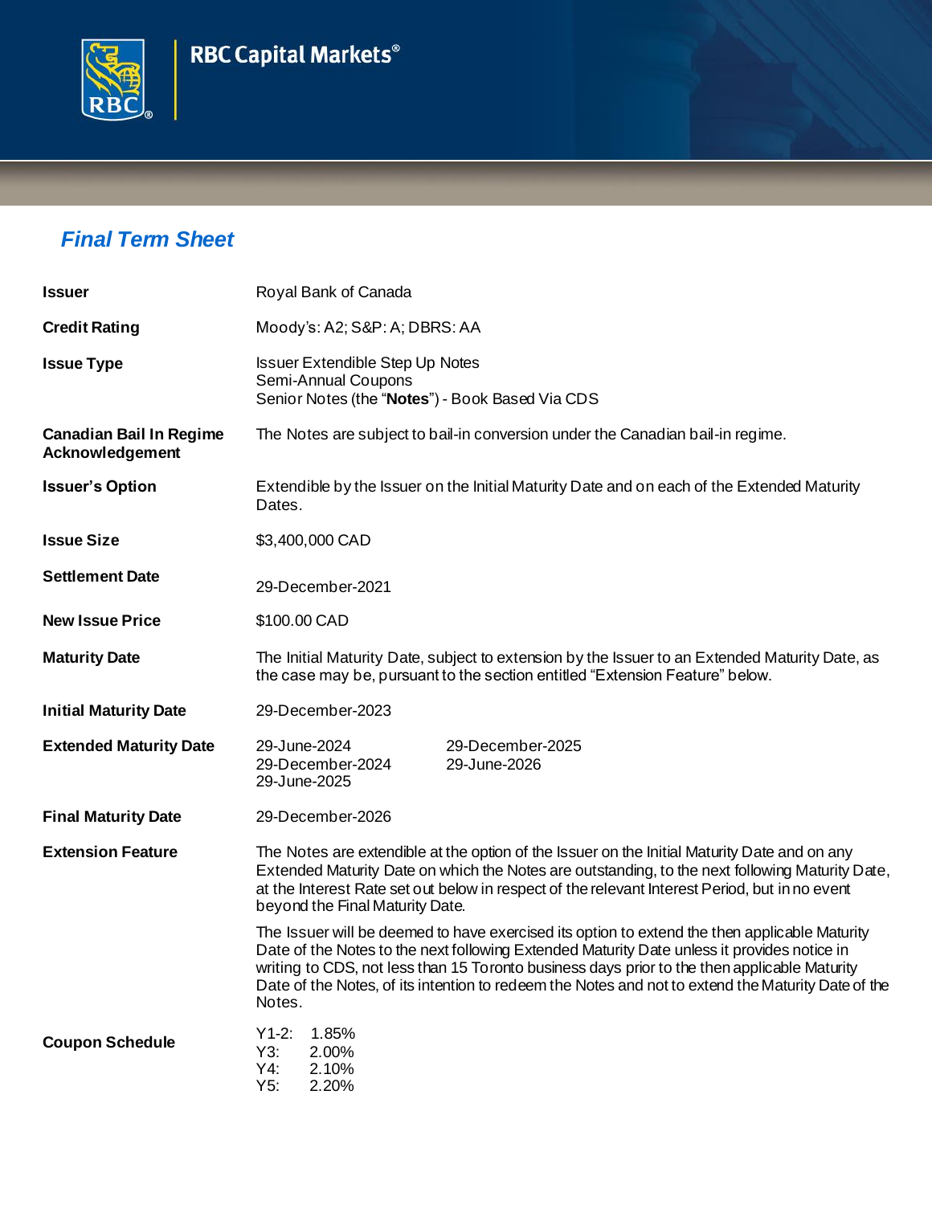RBC Capital Markets®

## *Final Term Sheet*

| | |
|---|---|
| **Issuer** | Royal Bank of Canada |
| **Credit Rating** | Moody's: A2; S&P: A; DBRS: AA |
| **Issue Type** | Issuer Extendible Step Up Notes<br>Semi-Annual Coupons<br>Senior Notes (the "**Notes**") - Book Based Via CDS |
| **Canadian Bail In Regime Acknowledgement** | The Notes are subject to bail-in conversion under the Canadian bail-in regime. |
| **Issuer's Option** | Extendible by the Issuer on the Initial Maturity Date and on each of the Extended Maturity Dates. |
| **Issue Size** | $3,400,000 CAD |
| **Settlement Date** | 29-December-2021 |
| **New Issue Price** | $100.00 CAD |
| **Maturity Date** | The Initial Maturity Date, subject to extension by the Issuer to an Extended Maturity Date, as the case may be, pursuant to the section entitled "Extension Feature" below. |
| **Initial Maturity Date** | 29-December-2023 |
| **Extended Maturity Date** | 29-June-2024<br>29-December-2024<br>29-June-2025<br>29-December-2025<br>29-June-2026 |
| **Final Maturity Date** | 29-December-2026 |
| **Extension Feature** | The Notes are extendible at the option of the Issuer on the Initial Maturity Date and on any Extended Maturity Date on which the Notes are outstanding, to the next following Maturity Date, at the Interest Rate set out below in respect of the relevant Interest Period, but in no event beyond the Final Maturity Date.<br><br>The Issuer will be deemed to have exercised its option to extend the then applicable Maturity Date of the Notes to the next following Extended Maturity Date unless it provides notice in writing to CDS, not less than 15 Toronto business days prior to the then applicable Maturity Date of the Notes, of its intention to redeem the Notes and not to extend the Maturity Date of the Notes. |
| **Coupon Schedule** | Y1-2: 1.85%<br>Y3: 2.00%<br>Y4: 2.10%<br>Y5: 2.20% |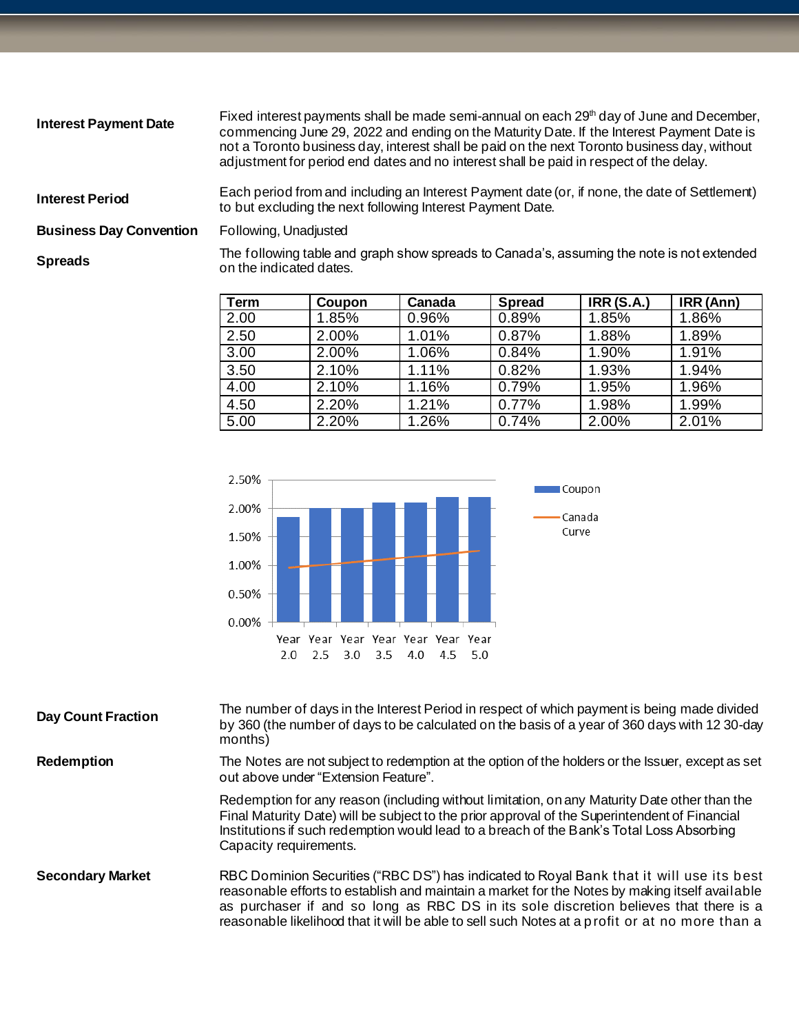**Interest Payment Date**

Fixed interest payments shall be made semi-annual on each 29th day of June and December, commencing June 29, 2022 and ending on the Maturity Date. If the Interest Payment Date is not a Toronto business day, interest shall be paid on the next Toronto business day, without adjustment for period end dates and no interest shall be paid in respect of the delay.

**Interest Period**

Each period from and including an Interest Payment date (or, if none, the date of Settlement) to but excluding the next following Interest Payment Date.

**Business Day Convention**

Following, Unadjusted

**Spreads**

The following table and graph show spreads to Canada's, assuming the note is not extended on the indicated dates.

| Term | Coupon | Canada | Spread | IRR (S.A.) | IRR (Ann) |
|---|---|---|---|---|---|
| 2.00 | 1.85% | 0.96% | 0.89% | 1.85% | 1.86% |
| 2.50 | 2.00% | 1.01% | 0.87% | 1.88% | 1.89% |
| 3.00 | 2.00% | 1.06% | 0.84% | 1.90% | 1.91% |
| 3.50 | 2.10% | 1.11% | 0.82% | 1.93% | 1.94% |
| 4.00 | 2.10% | 1.16% | 0.79% | 1.95% | 1.96% |
| 4.50 | 2.20% | 1.21% | 0.77% | 1.98% | 1.99% |
| 5.00 | 2.20% | 1.26% | 0.74% | 2.00% | 2.01% |

**Day Count Fraction**

The number of days in the Interest Period in respect of which payment is being made divided by 360 (the number of days to be calculated on the basis of a year of 360 days with 12 30-day months)

**Redemption**

The Notes are not subject to redemption at the option of the holders or the Issuer, except as set out above under "Extension Feature".

Redemption for any reason (including without limitation, on any Maturity Date other than the Final Maturity Date) will be subject to the prior approval of the Superintendent of Financial Institutions if such redemption would lead to a breach of the Bank's Total Loss Absorbing Capacity requirements.

**Secondary Market**

RBC Dominion Securities ("RBC DS") has indicated to Royal Bank that it will use its best reasonable efforts to establish and maintain a market for the Notes by making itself available as purchaser if and so long as RBC DS in its sole discretion believes that there is a reasonable likelihood that it will be able to sell such Notes at a profit or at no more than a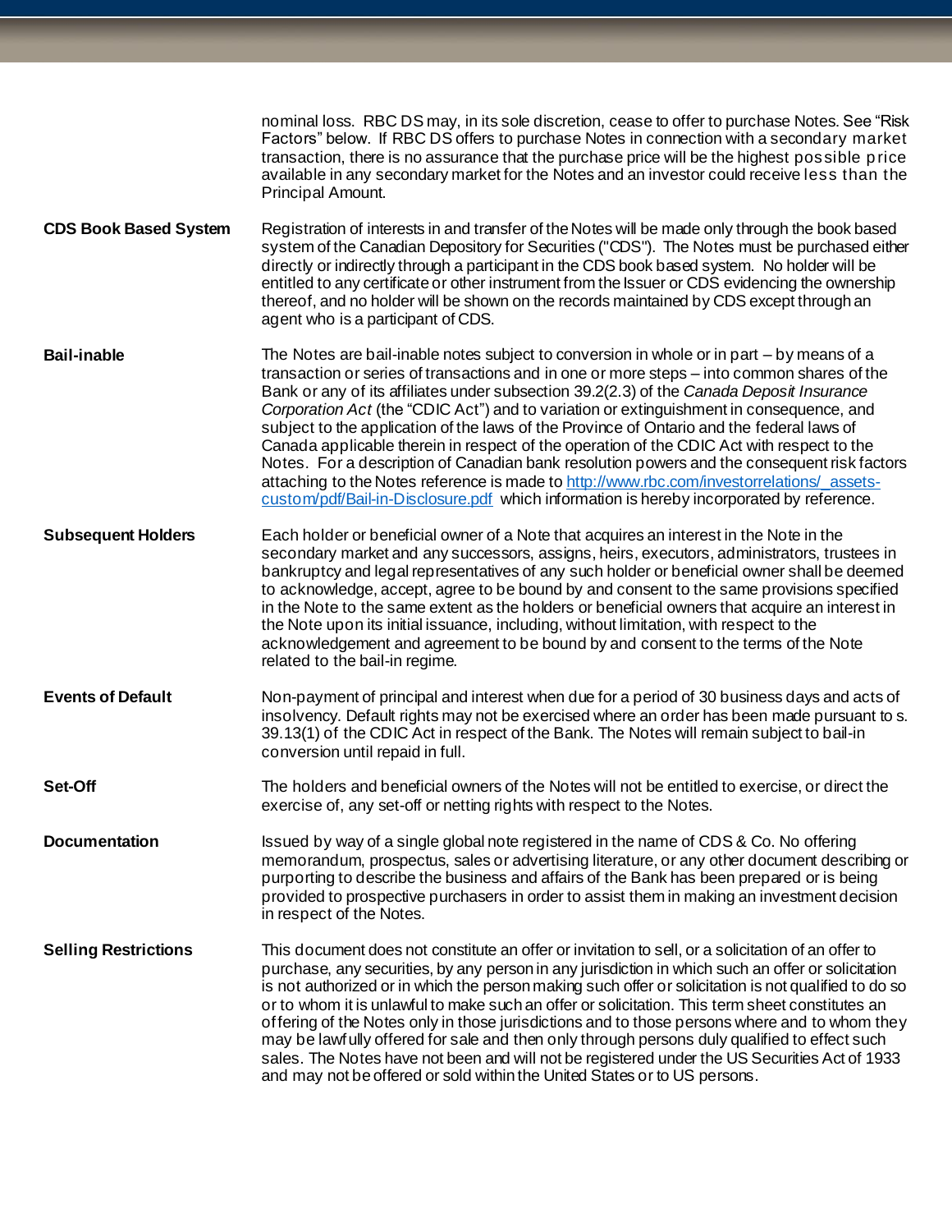nominal loss. RBC DS may, in its sole discretion, cease to offer to purchase Notes. See "Risk Factors" below. If RBC DS offers to purchase Notes in connection with a secondary market transaction, there is no assurance that the purchase price will be the highest possible price available in any secondary market for the Notes and an investor could receive less than the Principal Amount.

| | |
|---|---|
| **CDS Book Based System** | Registration of interests in and transfer of the Notes will be made only through the book based system of the Canadian Depository for Securities ("CDS"). The Notes must be purchased either directly or indirectly through a participant in the CDS book based system. No holder will be entitled to any certificate or other instrument from the Issuer or CDS evidencing the ownership thereof, and no holder will be shown on the records maintained by CDS except through an agent who is a participant of CDS. |
| **Bail-inable** | The Notes are bail-inable notes subject to conversion in whole or in part – by means of a transaction or series of transactions and in one or more steps – into common shares of the Bank or any of its affiliates under subsection 39.2(2.3) of the *Canada Deposit Insurance Corporation Act* (the "CDIC Act") and to variation or extinguishment in consequence, and subject to the application of the laws of the Province of Ontario and the federal laws of Canada applicable therein in respect of the operation of the CDIC Act with respect to the Notes. For a description of Canadian bank resolution powers and the consequent risk factors attaching to the Notes reference is made to [http://www.rbc.com/investorrelations/_assets-custom/pdf/Bail-in-Disclosure.pdf](http://www.rbc.com/investorrelations/_assets-custom/pdf/Bail-in-Disclosure.pdf) which information is hereby incorporated by reference. |
| **Subsequent Holders** | Each holder or beneficial owner of a Note that acquires an interest in the Note in the secondary market and any successors, assigns, heirs, executors, administrators, trustees in bankruptcy and legal representatives of any such holder or beneficial owner shall be deemed to acknowledge, accept, agree to be bound by and consent to the same provisions specified in the Note to the same extent as the holders or beneficial owners that acquire an interest in the Note upon its initial issuance, including, without limitation, with respect to the acknowledgement and agreement to be bound by and consent to the terms of the Note related to the bail-in regime. |
| **Events of Default** | Non-payment of principal and interest when due for a period of 30 business days and acts of insolvency. Default rights may not be exercised where an order has been made pursuant to s. 39.13(1) of the CDIC Act in respect of the Bank. The Notes will remain subject to bail-in conversion until repaid in full. |
| **Set-Off** | The holders and beneficial owners of the Notes will not be entitled to exercise, or direct the exercise of, any set-off or netting rights with respect to the Notes. |
| **Documentation** | Issued by way of a single global note registered in the name of CDS & Co. No offering memorandum, prospectus, sales or advertising literature, or any other document describing or purporting to describe the business and affairs of the Bank has been prepared or is being provided to prospective purchasers in order to assist them in making an investment decision in respect of the Notes. |
| **Selling Restrictions** | This document does not constitute an offer or invitation to sell, or a solicitation of an offer to purchase, any securities, by any person in any jurisdiction in which such an offer or solicitation is not authorized or in which the person making such offer or solicitation is not qualified to do so or to whom it is unlawful to make such an offer or solicitation. This term sheet constitutes an offering of the Notes only in those jurisdictions and to those persons where and to whom they may be lawfully offered for sale and then only through persons duly qualified to effect such sales. The Notes have not been and will not be registered under the US Securities Act of 1933 and may not be offered or sold within the United States or to US persons. |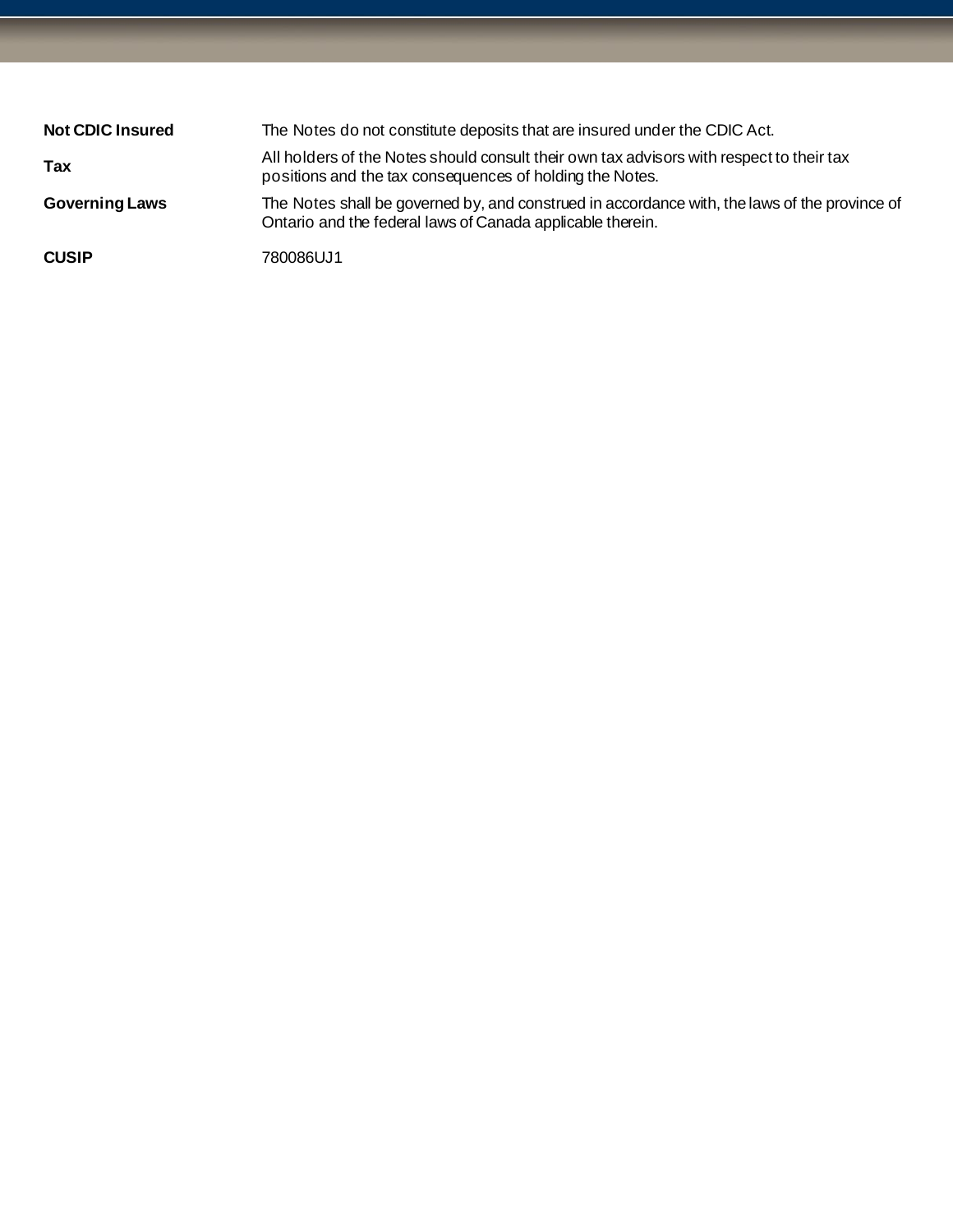| | |
|---|---|
| **Not CDIC Insured** | The Notes do not constitute deposits that are insured under the CDIC Act. |
| **Tax** | All holders of the Notes should consult their own tax advisors with respect to their tax positions and the tax consequences of holding the Notes. |
| **Governing Laws** | The Notes shall be governed by, and construed in accordance with, the laws of the province of Ontario and the federal laws of Canada applicable therein. |
| **CUSIP** | 780086UJ1 |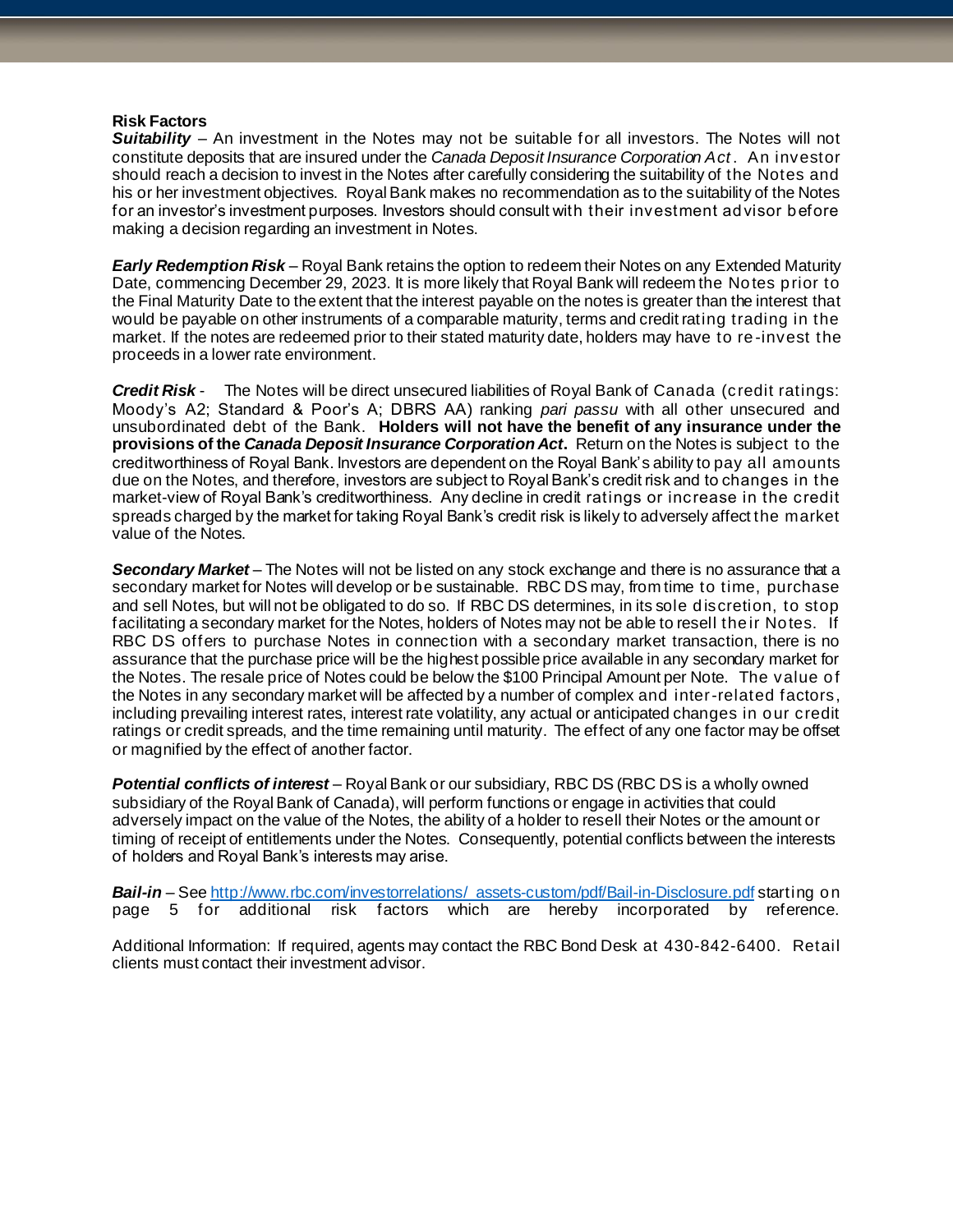**Risk Factors**

***Suitability*** – An investment in the Notes may not be suitable for all investors. The Notes will not constitute deposits that are insured under the *Canada Deposit Insurance Corporation Act*. An investor should reach a decision to invest in the Notes after carefully considering the suitability of the Notes and his or her investment objectives. Royal Bank makes no recommendation as to the suitability of the Notes for an investor's investment purposes. Investors should consult with their investment advisor before making a decision regarding an investment in Notes.

***Early Redemption Risk*** – Royal Bank retains the option to redeem their Notes on any Extended Maturity Date, commencing December 29, 2023. It is more likely that Royal Bank will redeem the Notes prior to the Final Maturity Date to the extent that the interest payable on the notes is greater than the interest that would be payable on other instruments of a comparable maturity, terms and credit rating trading in the market. If the notes are redeemed prior to their stated maturity date, holders may have to re-invest the proceeds in a lower rate environment.

***Credit Risk*** - The Notes will be direct unsecured liabilities of Royal Bank of Canada (credit ratings: Moody's A2; Standard & Poor's A; DBRS AA) ranking *pari passu* with all other unsecured and unsubordinated debt of the Bank. **Holders will not have the benefit of any insurance under the provisions of the *Canada Deposit Insurance Corporation Act*.** Return on the Notes is subject to the creditworthiness of Royal Bank. Investors are dependent on the Royal Bank's ability to pay all amounts due on the Notes, and therefore, investors are subject to Royal Bank's credit risk and to changes in the market-view of Royal Bank's creditworthiness. Any decline in credit ratings or increase in the credit spreads charged by the market for taking Royal Bank's credit risk is likely to adversely affect the market value of the Notes.

***Secondary Market*** – The Notes will not be listed on any stock exchange and there is no assurance that a secondary market for Notes will develop or be sustainable. RBC DS may, from time to time, purchase and sell Notes, but will not be obligated to do so. If RBC DS determines, in its sole discretion, to stop facilitating a secondary market for the Notes, holders of Notes may not be able to resell their Notes. If RBC DS offers to purchase Notes in connection with a secondary market transaction, there is no assurance that the purchase price will be the highest possible price available in any secondary market for the Notes. The resale price of Notes could be below the $100 Principal Amount per Note. The value of the Notes in any secondary market will be affected by a number of complex and inter-related factors, including prevailing interest rates, interest rate volatility, any actual or anticipated changes in our credit ratings or credit spreads, and the time remaining until maturity. The effect of any one factor may be offset or magnified by the effect of another factor.

***Potential conflicts of interest*** – Royal Bank or our subsidiary, RBC DS (RBC DS is a wholly owned subsidiary of the Royal Bank of Canada), will perform functions or engage in activities that could adversely impact on the value of the Notes, the ability of a holder to resell their Notes or the amount or timing of receipt of entitlements under the Notes. Consequently, potential conflicts between the interests of holders and Royal Bank's interests may arise.

***Bail-in*** – See [http://www.rbc.com/investorrelations/_assets-custom/pdf/Bail-in-Disclosure.pdf](http://www.rbc.com/investorrelations/_assets-custom/pdf/Bail-in-Disclosure.pdf) starting on page 5 for additional risk factors which are hereby incorporated by reference.

Additional Information: If required, agents may contact the RBC Bond Desk at 430-842-6400. Retail clients must contact their investment advisor.